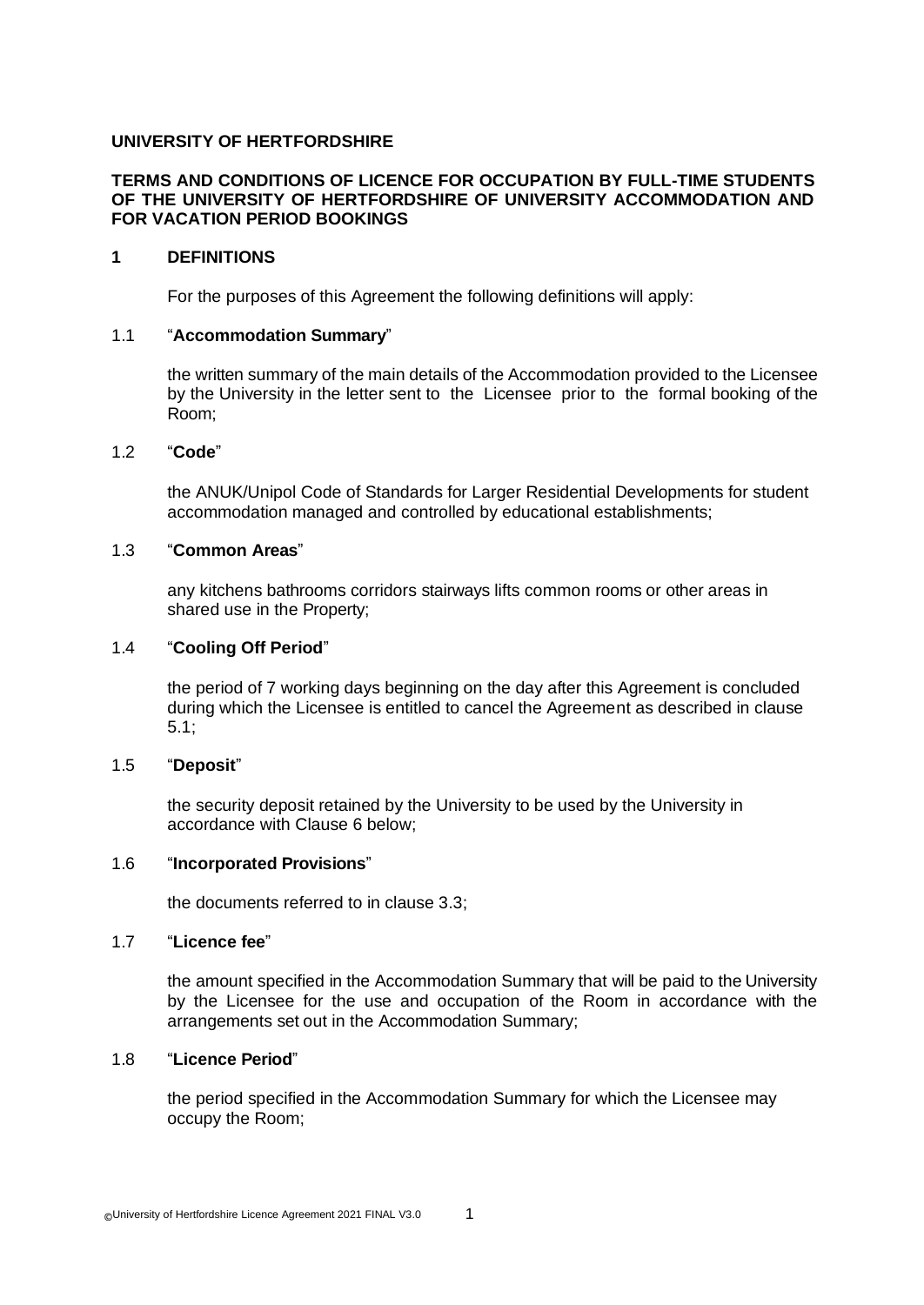**UNIVERSITY OF HERTFORDSHIRE**

**TERMS AND CONDITIONS OF LICENCE FOR OCCUPATION BY FULL-TIME STUDENTS OF THE UNIVERSITY OF HERTFORDSHIRE OF UNIVERSITY ACCOMMODATION AND FOR VACATION PERIOD BOOKINGS**

## 1 DEFINITIONS

For the purposes of this Agreement the following definitions will apply:

1.1 "**Accommodation Summary**"

the written summary of the main details of the Accommodation provided to the Licensee by the University in the letter sent to the Licensee prior to the formal booking of the Room;

1.2 "**Code**"

the ANUK/Unipol Code of Standards for Larger Residential Developments for student accommodation managed and controlled by educational establishments;

1.3 "**Common Areas**"

any kitchens bathrooms corridors stairways lifts common rooms or other areas in shared use in the Property;

1.4 "**Cooling Off Period**"

the period of 7 working days beginning on the day after this Agreement is concluded during which the Licensee is entitled to cancel the Agreement as described in clause 5.1;

1.5 "**Deposit**"

the security deposit retained by the University to be used by the University in accordance with Clause 6 below;

1.6 "**Incorporated Provisions**"

the documents referred to in clause 3.3;

1.7 "**Licence fee**"

the amount specified in the Accommodation Summary that will be paid to the University by the Licensee for the use and occupation of the Room in accordance with the arrangements set out in the Accommodation Summary;

1.8 "**Licence Period**"

the period specified in the Accommodation Summary for which the Licensee may occupy the Room;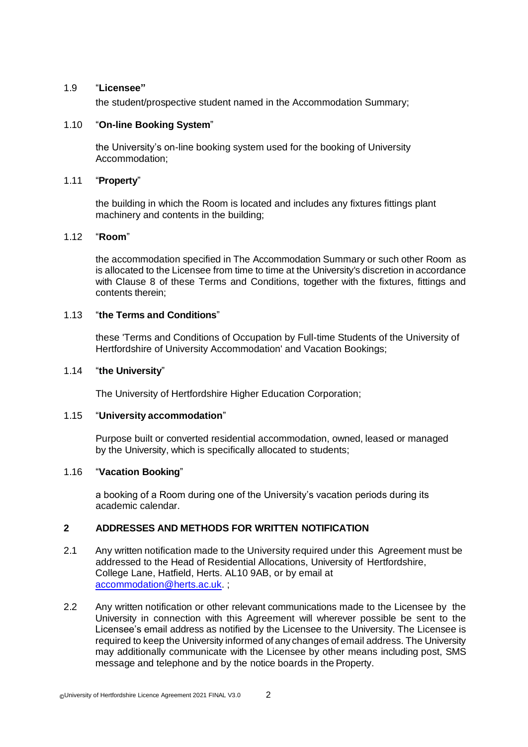1.9 "**Licensee"**

the student/prospective student named in the Accommodation Summary;

1.10 "**On-line Booking System**"

the University's on-line booking system used for the booking of University Accommodation;

1.11 "**Property**"

the building in which the Room is located and includes any fixtures fittings plant machinery and contents in the building;

1.12 "**Room**"

the accommodation specified in The Accommodation Summary or such other Room as is allocated to the Licensee from time to time at the University's discretion in accordance with Clause 8 of these Terms and Conditions, together with the fixtures, fittings and contents therein;

1.13 "**the Terms and Conditions**"

these 'Terms and Conditions of Occupation by Full-time Students of the University of Hertfordshire of University Accommodation' and Vacation Bookings;

1.14 "**the University**"

The University of Hertfordshire Higher Education Corporation;

1.15 "**University accommodation**"

Purpose built or converted residential accommodation, owned, leased or managed by the University, which is specifically allocated to students;

1.16 "**Vacation Booking**"

a booking of a Room during one of the University's vacation periods during its academic calendar.

## 2 ADDRESSES AND METHODS FOR WRITTEN NOTIFICATION

2.1 Any written notification made to the University required under this Agreement must be addressed to the Head of Residential Allocations, University of Hertfordshire, College Lane, Hatfield, Herts. AL10 9AB, or by email at accommodation@herts.ac.uk. ;

2.2 Any written notification or other relevant communications made to the Licensee by the University in connection with this Agreement will wherever possible be sent to the Licensee's email address as notified by the Licensee to the University. The Licensee is required to keep the University informed of any changes of email address. The University may additionally communicate with the Licensee by other means including post, SMS message and telephone and by the notice boards in the Property.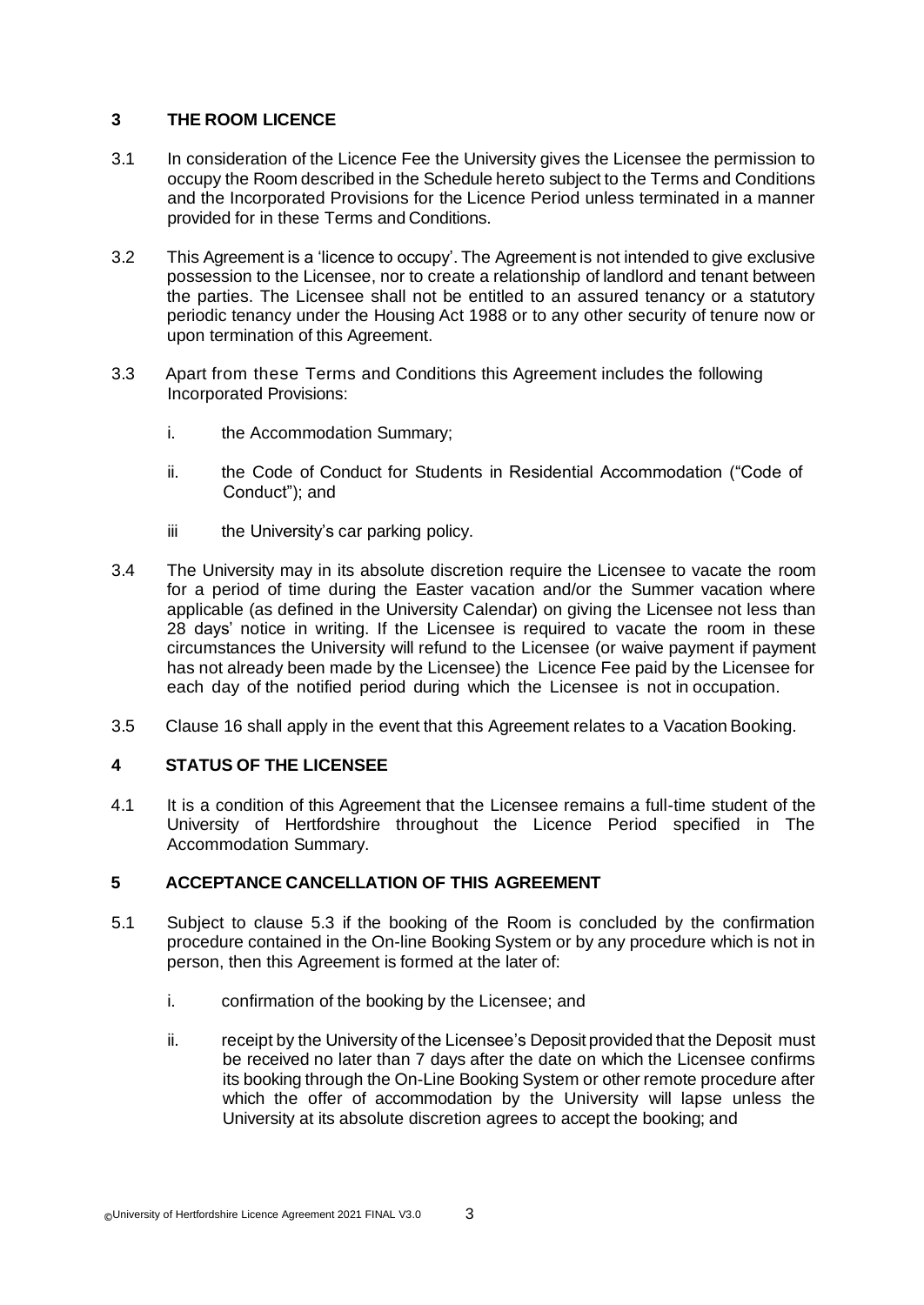## 3 THE ROOM LICENCE

3.1 In consideration of the Licence Fee the University gives the Licensee the permission to occupy the Room described in the Schedule hereto subject to the Terms and Conditions and the Incorporated Provisions for the Licence Period unless terminated in a manner provided for in these Terms and Conditions.

3.2 This Agreement is a 'licence to occupy'. The Agreement is not intended to give exclusive possession to the Licensee, nor to create a relationship of landlord and tenant between the parties. The Licensee shall not be entitled to an assured tenancy or a statutory periodic tenancy under the Housing Act 1988 or to any other security of tenure now or upon termination of this Agreement.

3.3 Apart from these Terms and Conditions this Agreement includes the following Incorporated Provisions:

i. the Accommodation Summary;

ii. the Code of Conduct for Students in Residential Accommodation ("Code of Conduct"); and

iii the University's car parking policy.

3.4 The University may in its absolute discretion require the Licensee to vacate the room for a period of time during the Easter vacation and/or the Summer vacation where applicable (as defined in the University Calendar) on giving the Licensee not less than 28 days' notice in writing. If the Licensee is required to vacate the room in these circumstances the University will refund to the Licensee (or waive payment if payment has not already been made by the Licensee) the Licence Fee paid by the Licensee for each day of the notified period during which the Licensee is not in occupation.

3.5 Clause 16 shall apply in the event that this Agreement relates to a Vacation Booking.

## 4 STATUS OF THE LICENSEE

4.1 It is a condition of this Agreement that the Licensee remains a full-time student of the University of Hertfordshire throughout the Licence Period specified in The Accommodation Summary.

## 5 ACCEPTANCE CANCELLATION OF THIS AGREEMENT

5.1 Subject to clause 5.3 if the booking of the Room is concluded by the confirmation procedure contained in the On-line Booking System or by any procedure which is not in person, then this Agreement is formed at the later of:

i. confirmation of the booking by the Licensee; and

ii. receipt by the University of the Licensee's Deposit provided that the Deposit must be received no later than 7 days after the date on which the Licensee confirms its booking through the On-Line Booking System or other remote procedure after which the offer of accommodation by the University will lapse unless the University at its absolute discretion agrees to accept the booking; and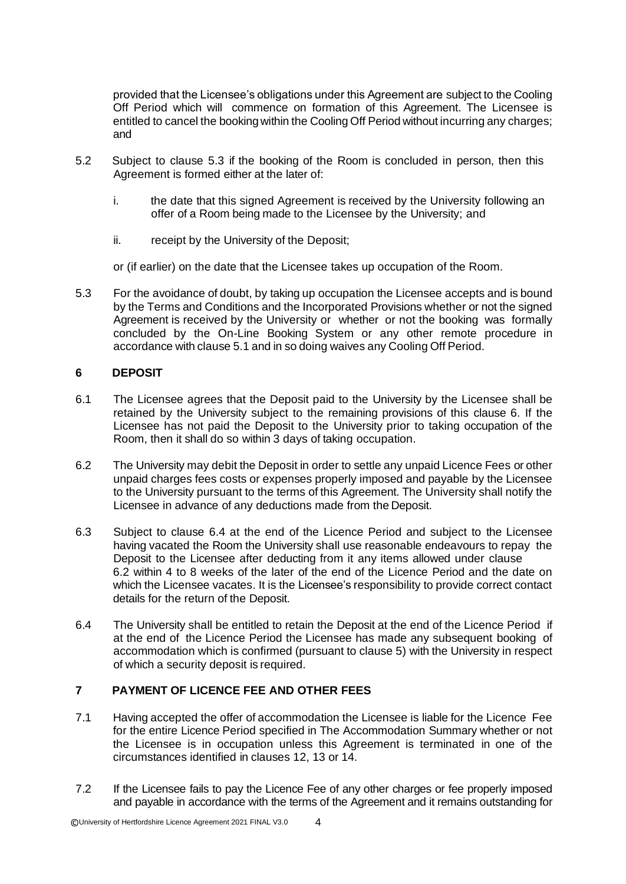provided that the Licensee's obligations under this Agreement are subject to the Cooling Off Period which will commence on formation of this Agreement. The Licensee is entitled to cancel the booking within the Cooling Off Period without incurring any charges; and

5.2 Subject to clause 5.3 if the booking of the Room is concluded in person, then this Agreement is formed either at the later of:

i. the date that this signed Agreement is received by the University following an offer of a Room being made to the Licensee by the University; and

ii. receipt by the University of the Deposit;

or (if earlier) on the date that the Licensee takes up occupation of the Room.

5.3 For the avoidance of doubt, by taking up occupation the Licensee accepts and is bound by the Terms and Conditions and the Incorporated Provisions whether or not the signed Agreement is received by the University or whether or not the booking was formally concluded by the On-Line Booking System or any other remote procedure in accordance with clause 5.1 and in so doing waives any Cooling Off Period.

## 6 DEPOSIT

6.1 The Licensee agrees that the Deposit paid to the University by the Licensee shall be retained by the University subject to the remaining provisions of this clause 6. If the Licensee has not paid the Deposit to the University prior to taking occupation of the Room, then it shall do so within 3 days of taking occupation.

6.2 The University may debit the Deposit in order to settle any unpaid Licence Fees or other unpaid charges fees costs or expenses properly imposed and payable by the Licensee to the University pursuant to the terms of this Agreement. The University shall notify the Licensee in advance of any deductions made from the Deposit.

6.3 Subject to clause 6.4 at the end of the Licence Period and subject to the Licensee having vacated the Room the University shall use reasonable endeavours to repay the Deposit to the Licensee after deducting from it any items allowed under clause 6.2 within 4 to 8 weeks of the later of the end of the Licence Period and the date on which the Licensee vacates. It is the Licensee's responsibility to provide correct contact details for the return of the Deposit.

6.4 The University shall be entitled to retain the Deposit at the end of the Licence Period if at the end of the Licence Period the Licensee has made any subsequent booking of accommodation which is confirmed (pursuant to clause 5) with the University in respect of which a security deposit is required.

## 7 PAYMENT OF LICENCE FEE AND OTHER FEES

7.1 Having accepted the offer of accommodation the Licensee is liable for the Licence Fee for the entire Licence Period specified in The Accommodation Summary whether or not the Licensee is in occupation unless this Agreement is terminated in one of the circumstances identified in clauses 12, 13 or 14.

7.2 If the Licensee fails to pay the Licence Fee of any other charges or fee properly imposed and payable in accordance with the terms of the Agreement and it remains outstanding for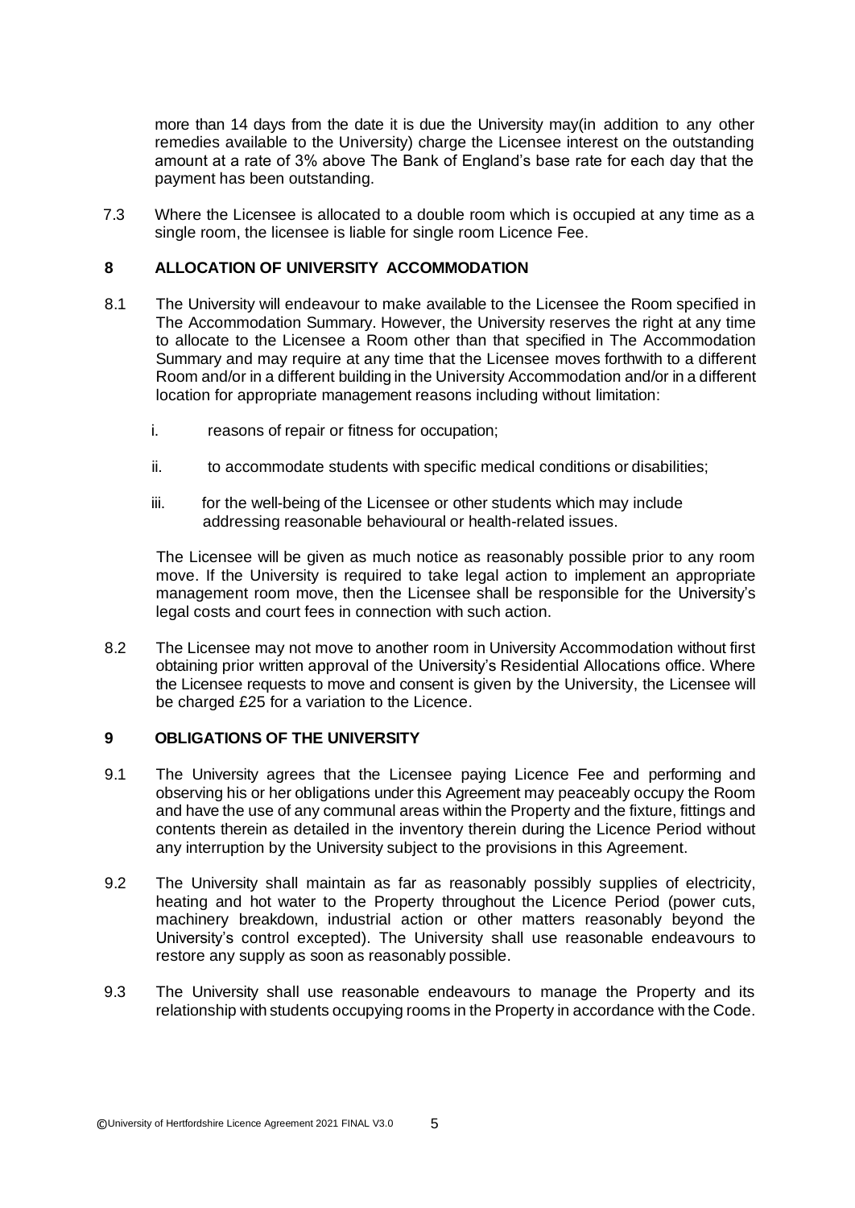more than 14 days from the date it is due the University may(in addition to any other remedies available to the University) charge the Licensee interest on the outstanding amount at a rate of 3% above The Bank of England's base rate for each day that the payment has been outstanding.

7.3 Where the Licensee is allocated to a double room which is occupied at any time as a single room, the licensee is liable for single room Licence Fee.

## 8 ALLOCATION OF UNIVERSITY ACCOMMODATION

8.1 The University will endeavour to make available to the Licensee the Room specified in The Accommodation Summary. However, the University reserves the right at any time to allocate to the Licensee a Room other than that specified in The Accommodation Summary and may require at any time that the Licensee moves forthwith to a different Room and/or in a different building in the University Accommodation and/or in a different location for appropriate management reasons including without limitation:

i. reasons of repair or fitness for occupation;

ii. to accommodate students with specific medical conditions or disabilities;

iii. for the well-being of the Licensee or other students which may include addressing reasonable behavioural or health-related issues.

The Licensee will be given as much notice as reasonably possible prior to any room move. If the University is required to take legal action to implement an appropriate management room move, then the Licensee shall be responsible for the University's legal costs and court fees in connection with such action.

8.2 The Licensee may not move to another room in University Accommodation without first obtaining prior written approval of the University's Residential Allocations office. Where the Licensee requests to move and consent is given by the University, the Licensee will be charged £25 for a variation to the Licence.

## 9 OBLIGATIONS OF THE UNIVERSITY

9.1 The University agrees that the Licensee paying Licence Fee and performing and observing his or her obligations under this Agreement may peaceably occupy the Room and have the use of any communal areas within the Property and the fixture, fittings and contents therein as detailed in the inventory therein during the Licence Period without any interruption by the University subject to the provisions in this Agreement.

9.2 The University shall maintain as far as reasonably possibly supplies of electricity, heating and hot water to the Property throughout the Licence Period (power cuts, machinery breakdown, industrial action or other matters reasonably beyond the University's control excepted). The University shall use reasonable endeavours to restore any supply as soon as reasonably possible.

9.3 The University shall use reasonable endeavours to manage the Property and its relationship with students occupying rooms in the Property in accordance with the Code.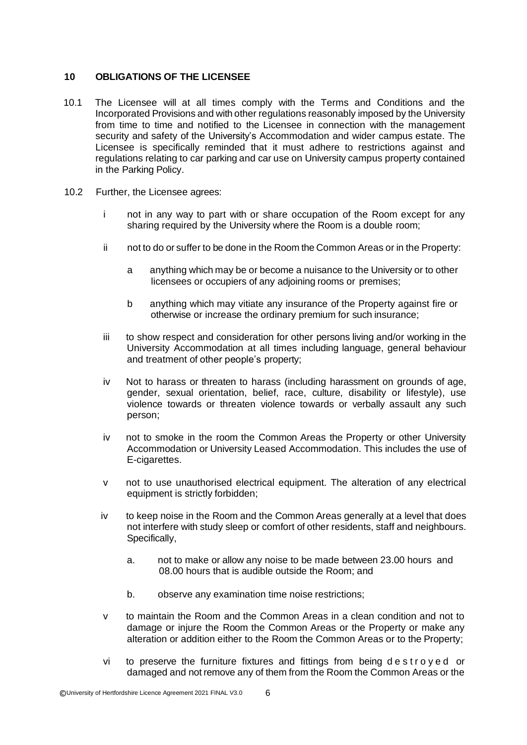## 10 OBLIGATIONS OF THE LICENSEE

10.1 The Licensee will at all times comply with the Terms and Conditions and the Incorporated Provisions and with other regulations reasonably imposed by the University from time to time and notified to the Licensee in connection with the management security and safety of the University's Accommodation and wider campus estate. The Licensee is specifically reminded that it must adhere to restrictions against and regulations relating to car parking and car use on University campus property contained in the Parking Policy.

10.2 Further, the Licensee agrees:

- i not in any way to part with or share occupation of the Room except for any sharing required by the University where the Room is a double room;

- ii not to do or suffer to be done in the Room the Common Areas or in the Property:

  - a anything which may be or become a nuisance to the University or to other licensees or occupiers of any adjoining rooms or premises;

  - b anything which may vitiate any insurance of the Property against fire or otherwise or increase the ordinary premium for such insurance;

- iii to show respect and consideration for other persons living and/or working in the University Accommodation at all times including language, general behaviour and treatment of other people's property;

- iv Not to harass or threaten to harass (including harassment on grounds of age, gender, sexual orientation, belief, race, culture, disability or lifestyle), use violence towards or threaten violence towards or verbally assault any such person;

- iv not to smoke in the room the Common Areas the Property or other University Accommodation or University Leased Accommodation. This includes the use of E-cigarettes.

- v not to use unauthorised electrical equipment. The alteration of any electrical equipment is strictly forbidden;

- iv to keep noise in the Room and the Common Areas generally at a level that does not interfere with study sleep or comfort of other residents, staff and neighbours. Specifically,

  - a. not to make or allow any noise to be made between 23.00 hours and 08.00 hours that is audible outside the Room; and

  - b. observe any examination time noise restrictions;

- v to maintain the Room and the Common Areas in a clean condition and not to damage or injure the Room the Common Areas or the Property or make any alteration or addition either to the Room the Common Areas or to the Property;

- vi to preserve the furniture fixtures and fittings from being destroyed or damaged and not remove any of them from the Room the Common Areas or the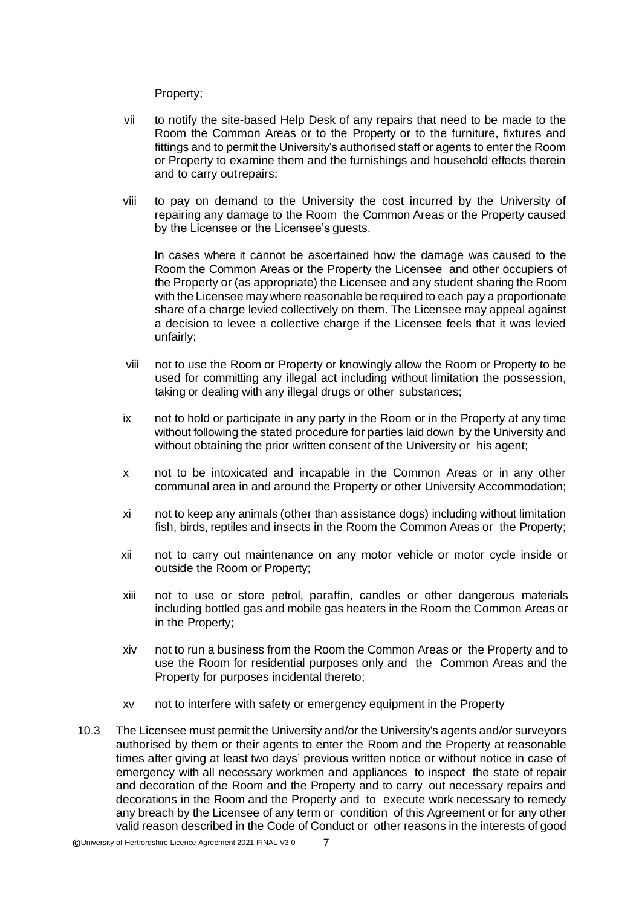Property;

vii to notify the site-based Help Desk of any repairs that need to be made to the Room the Common Areas or to the Property or to the furniture, fixtures and fittings and to permit the University's authorised staff or agents to enter the Room or Property to examine them and the furnishings and household effects therein and to carry outrepairs;

viii to pay on demand to the University the cost incurred by the University of repairing any damage to the Room the Common Areas or the Property caused by the Licensee or the Licensee's guests.

In cases where it cannot be ascertained how the damage was caused to the Room the Common Areas or the Property the Licensee and other occupiers of the Property or (as appropriate) the Licensee and any student sharing the Room with the Licensee may where reasonable be required to each pay a proportionate share of a charge levied collectively on them. The Licensee may appeal against a decision to levee a collective charge if the Licensee feels that it was levied unfairly;

viii not to use the Room or Property or knowingly allow the Room or Property to be used for committing any illegal act including without limitation the possession, taking or dealing with any illegal drugs or other substances;

ix not to hold or participate in any party in the Room or in the Property at any time without following the stated procedure for parties laid down by the University and without obtaining the prior written consent of the University or his agent;

x not to be intoxicated and incapable in the Common Areas or in any other communal area in and around the Property or other University Accommodation;

xi not to keep any animals (other than assistance dogs) including without limitation fish, birds, reptiles and insects in the Room the Common Areas or the Property;

xii not to carry out maintenance on any motor vehicle or motor cycle inside or outside the Room or Property;

xiii not to use or store petrol, paraffin, candles or other dangerous materials including bottled gas and mobile gas heaters in the Room the Common Areas or in the Property;

xiv not to run a business from the Room the Common Areas or the Property and to use the Room for residential purposes only and the Common Areas and the Property for purposes incidental thereto;

xv not to interfere with safety or emergency equipment in the Property

10.3 The Licensee must permit the University and/or the University's agents and/or surveyors authorised by them or their agents to enter the Room and the Property at reasonable times after giving at least two days' previous written notice or without notice in case of emergency with all necessary workmen and appliances to inspect the state of repair and decoration of the Room and the Property and to carry out necessary repairs and decorations in the Room and the Property and to execute work necessary to remedy any breach by the Licensee of any term or condition of this Agreement or for any other valid reason described in the Code of Conduct or other reasons in the interests of good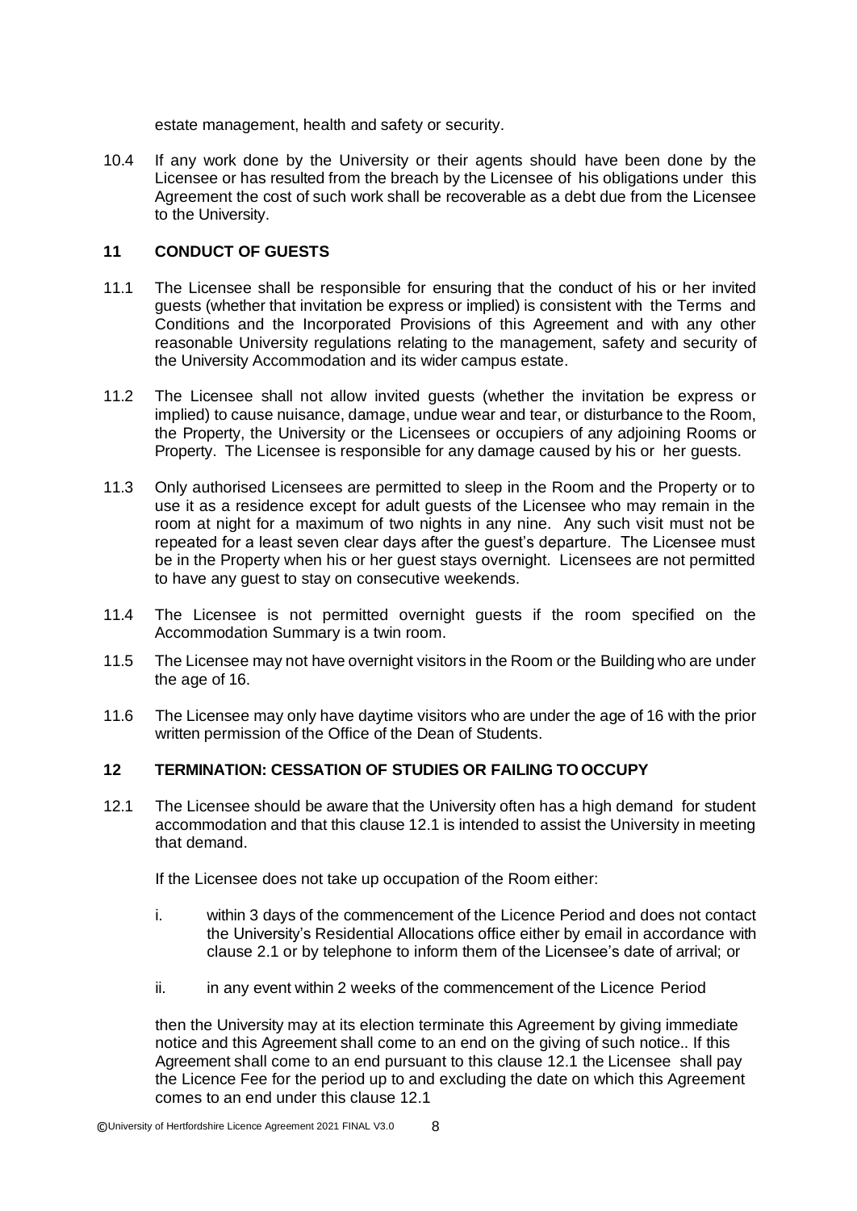estate management, health and safety or security.

10.4 If any work done by the University or their agents should have been done by the Licensee or has resulted from the breach by the Licensee of his obligations under this Agreement the cost of such work shall be recoverable as a debt due from the Licensee to the University.

## 11 CONDUCT OF GUESTS

11.1 The Licensee shall be responsible for ensuring that the conduct of his or her invited guests (whether that invitation be express or implied) is consistent with the Terms and Conditions and the Incorporated Provisions of this Agreement and with any other reasonable University regulations relating to the management, safety and security of the University Accommodation and its wider campus estate.

11.2 The Licensee shall not allow invited guests (whether the invitation be express or implied) to cause nuisance, damage, undue wear and tear, or disturbance to the Room, the Property, the University or the Licensees or occupiers of any adjoining Rooms or Property. The Licensee is responsible for any damage caused by his or her guests.

11.3 Only authorised Licensees are permitted to sleep in the Room and the Property or to use it as a residence except for adult guests of the Licensee who may remain in the room at night for a maximum of two nights in any nine. Any such visit must not be repeated for a least seven clear days after the guest's departure. The Licensee must be in the Property when his or her guest stays overnight. Licensees are not permitted to have any guest to stay on consecutive weekends.

11.4 The Licensee is not permitted overnight guests if the room specified on the Accommodation Summary is a twin room.

11.5 The Licensee may not have overnight visitors in the Room or the Building who are under the age of 16.

11.6 The Licensee may only have daytime visitors who are under the age of 16 with the prior written permission of the Office of the Dean of Students.

## 12 TERMINATION: CESSATION OF STUDIES OR FAILING TO OCCUPY

12.1 The Licensee should be aware that the University often has a high demand for student accommodation and that this clause 12.1 is intended to assist the University in meeting that demand.

If the Licensee does not take up occupation of the Room either:

i. within 3 days of the commencement of the Licence Period and does not contact the University's Residential Allocations office either by email in accordance with clause 2.1 or by telephone to inform them of the Licensee's date of arrival; or

ii. in any event within 2 weeks of the commencement of the Licence Period

then the University may at its election terminate this Agreement by giving immediate notice and this Agreement shall come to an end on the giving of such notice.. If this Agreement shall come to an end pursuant to this clause 12.1 the Licensee shall pay the Licence Fee for the period up to and excluding the date on which this Agreement comes to an end under this clause 12.1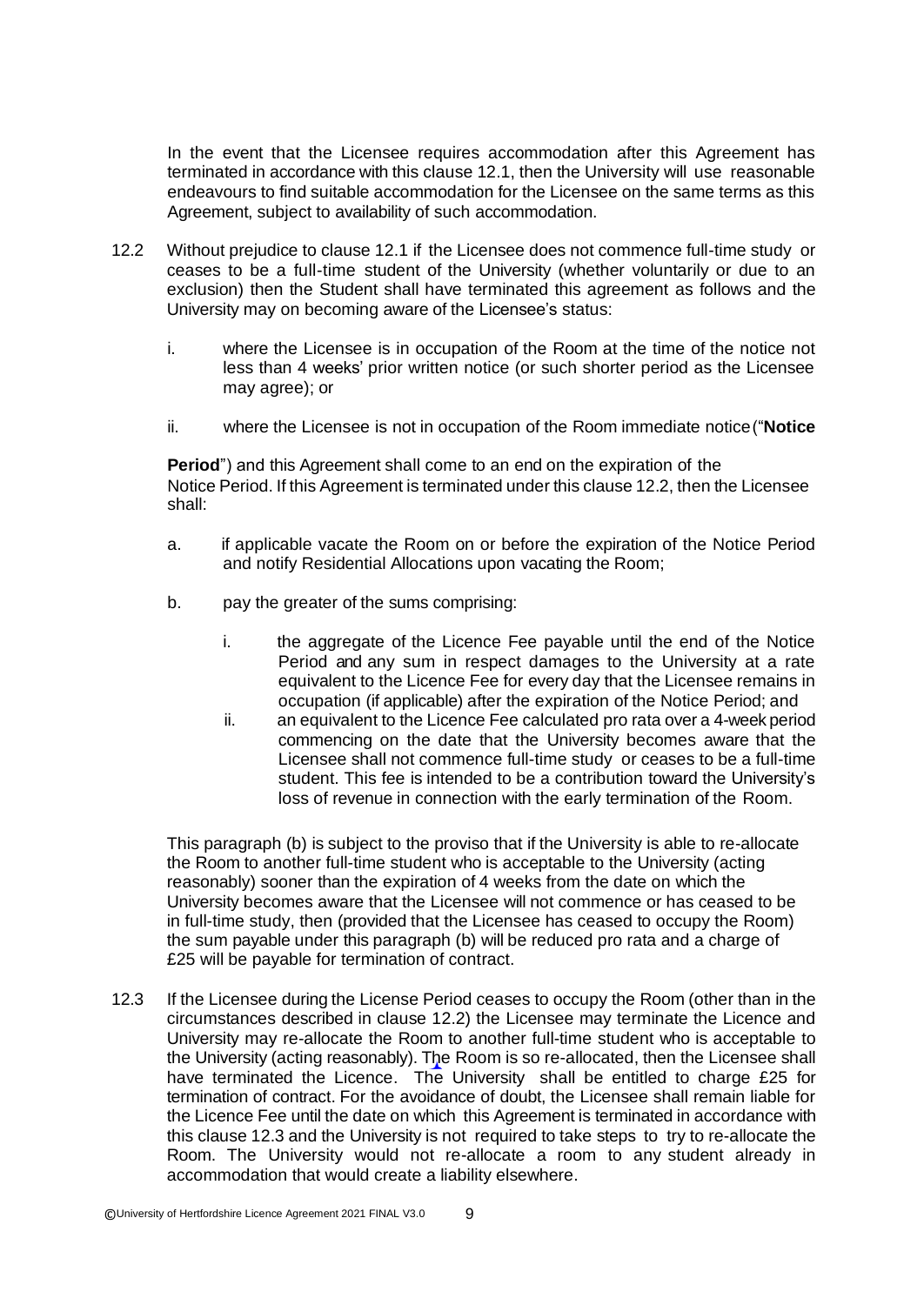In the event that the Licensee requires accommodation after this Agreement has terminated in accordance with this clause 12.1, then the University will use reasonable endeavours to find suitable accommodation for the Licensee on the same terms as this Agreement, subject to availability of such accommodation.

12.2 Without prejudice to clause 12.1 if the Licensee does not commence full-time study or ceases to be a full-time student of the University (whether voluntarily or due to an exclusion) then the Student shall have terminated this agreement as follows and the University may on becoming aware of the Licensee's status:

i. where the Licensee is in occupation of the Room at the time of the notice not less than 4 weeks' prior written notice (or such shorter period as the Licensee may agree); or

ii. where the Licensee is not in occupation of the Room immediate notice ("**Notice Period**") and this Agreement shall come to an end on the expiration of the Notice Period. If this Agreement is terminated under this clause 12.2, then the Licensee shall:

a. if applicable vacate the Room on or before the expiration of the Notice Period and notify Residential Allocations upon vacating the Room;

b. pay the greater of the sums comprising:

   i. the aggregate of the Licence Fee payable until the end of the Notice Period and any sum in respect damages to the University at a rate equivalent to the Licence Fee for every day that the Licensee remains in occupation (if applicable) after the expiration of the Notice Period; and

   ii. an equivalent to the Licence Fee calculated pro rata over a 4-week period commencing on the date that the University becomes aware that the Licensee shall not commence full-time study or ceases to be a full-time student. This fee is intended to be a contribution toward the University's loss of revenue in connection with the early termination of the Room.

This paragraph (b) is subject to the proviso that if the University is able to re-allocate the Room to another full-time student who is acceptable to the University (acting reasonably) sooner than the expiration of 4 weeks from the date on which the University becomes aware that the Licensee will not commence or has ceased to be in full-time study, then (provided that the Licensee has ceased to occupy the Room) the sum payable under this paragraph (b) will be reduced pro rata and a charge of £25 will be payable for termination of contract.

12.3 If the Licensee during the License Period ceases to occupy the Room (other than in the circumstances described in clause 12.2) the Licensee may terminate the Licence and University may re-allocate the Room to another full-time student who is acceptable to the University (acting reasonably). The Room is so re-allocated, then the Licensee shall have terminated the Licence. The University shall be entitled to charge £25 for termination of contract. For the avoidance of doubt, the Licensee shall remain liable for the Licence Fee until the date on which this Agreement is terminated in accordance with this clause 12.3 and the University is not required to take steps to try to re-allocate the Room. The University would not re-allocate a room to any student already in accommodation that would create a liability elsewhere.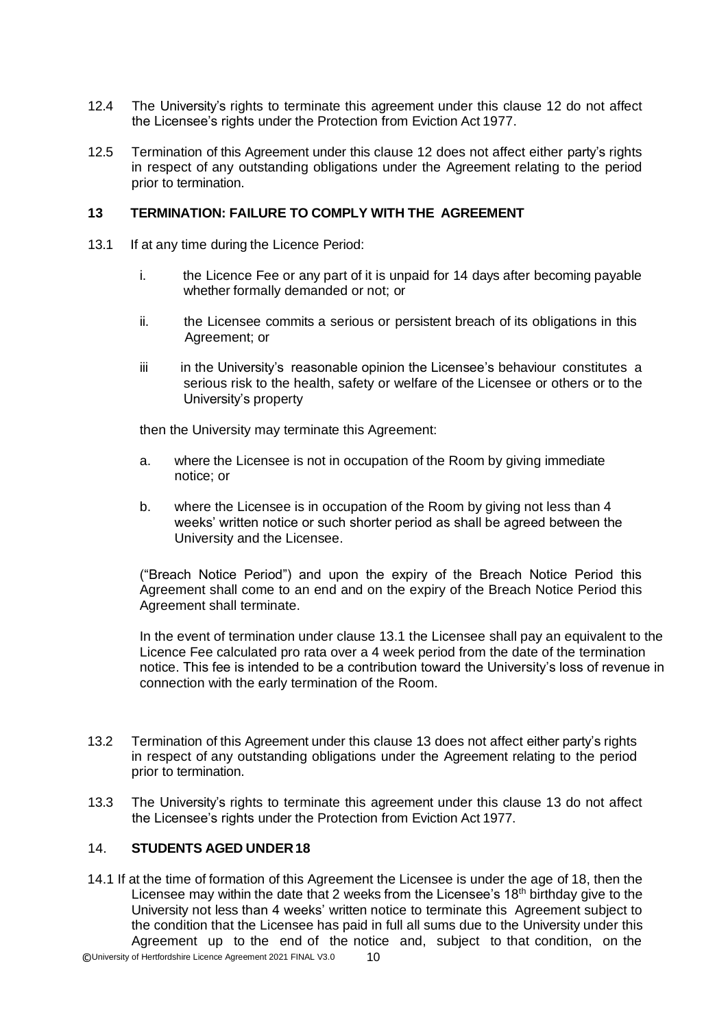12.4 The University's rights to terminate this agreement under this clause 12 do not affect the Licensee's rights under the Protection from Eviction Act 1977.

12.5 Termination of this Agreement under this clause 12 does not affect either party's rights in respect of any outstanding obligations under the Agreement relating to the period prior to termination.

## 13 TERMINATION: FAILURE TO COMPLY WITH THE AGREEMENT

13.1 If at any time during the Licence Period:

i. the Licence Fee or any part of it is unpaid for 14 days after becoming payable whether formally demanded or not; or

ii. the Licensee commits a serious or persistent breach of its obligations in this Agreement; or

iii in the University's reasonable opinion the Licensee's behaviour constitutes a serious risk to the health, safety or welfare of the Licensee or others or to the University's property

then the University may terminate this Agreement:

a. where the Licensee is not in occupation of the Room by giving immediate notice; or

b. where the Licensee is in occupation of the Room by giving not less than 4 weeks' written notice or such shorter period as shall be agreed between the University and the Licensee.

("Breach Notice Period") and upon the expiry of the Breach Notice Period this Agreement shall come to an end and on the expiry of the Breach Notice Period this Agreement shall terminate.

In the event of termination under clause 13.1 the Licensee shall pay an equivalent to the Licence Fee calculated pro rata over a 4 week period from the date of the termination notice. This fee is intended to be a contribution toward the University's loss of revenue in connection with the early termination of the Room.

13.2 Termination of this Agreement under this clause 13 does not affect either party's rights in respect of any outstanding obligations under the Agreement relating to the period prior to termination.

13.3 The University's rights to terminate this agreement under this clause 13 do not affect the Licensee's rights under the Protection from Eviction Act 1977.

## 14. STUDENTS AGED UNDER 18

14.1 If at the time of formation of this Agreement the Licensee is under the age of 18, then the Licensee may within the date that 2 weeks from the Licensee's 18th birthday give to the University not less than 4 weeks' written notice to terminate this Agreement subject to the condition that the Licensee has paid in full all sums due to the University under this Agreement up to the end of the notice and, subject to that condition, on the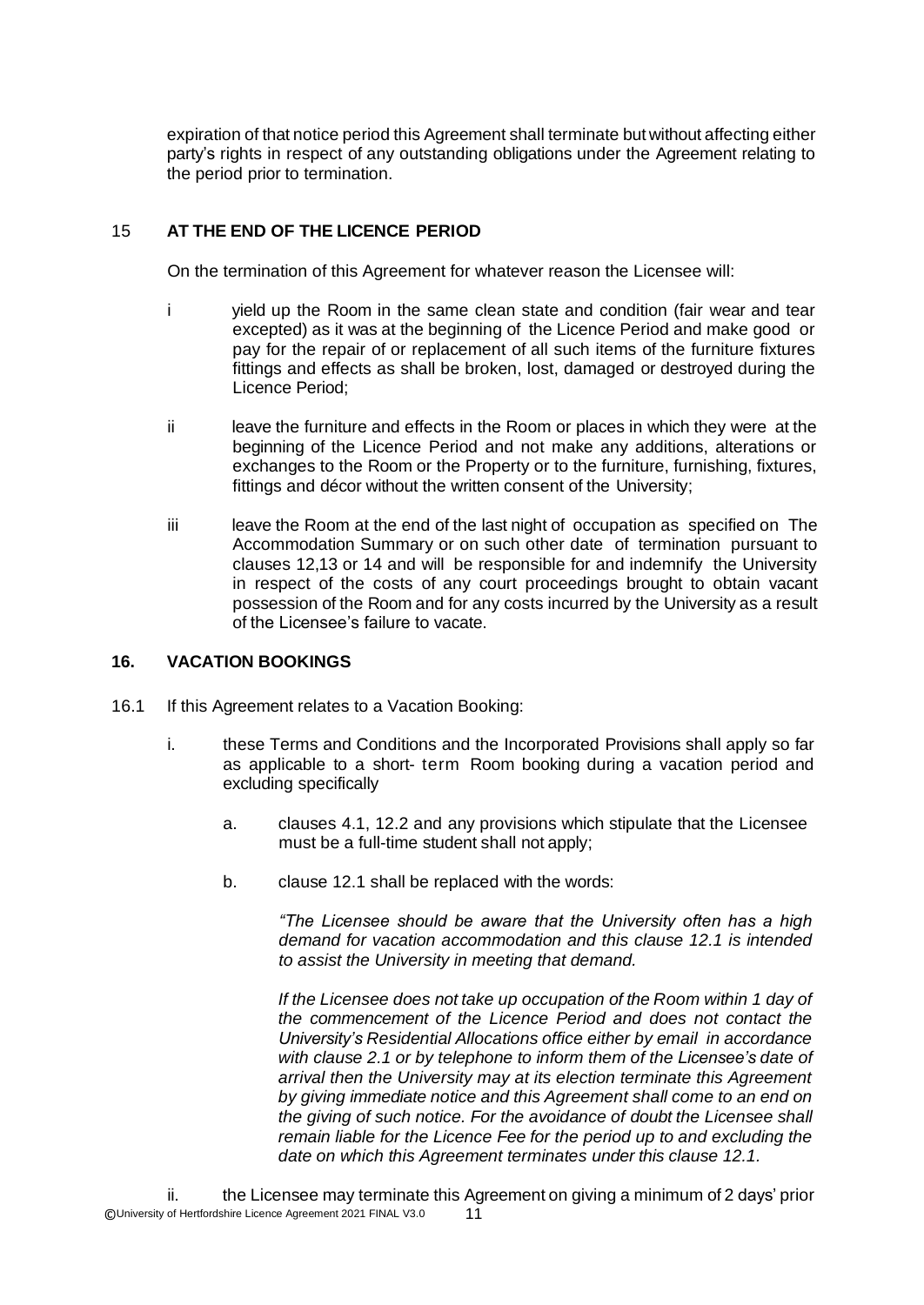expiration of that notice period this Agreement shall terminate but without affecting either party's rights in respect of any outstanding obligations under the Agreement relating to the period prior to termination.

## 15 AT THE END OF THE LICENCE PERIOD

On the termination of this Agreement for whatever reason the Licensee will:

i yield up the Room in the same clean state and condition (fair wear and tear excepted) as it was at the beginning of the Licence Period and make good or pay for the repair of or replacement of all such items of the furniture fixtures fittings and effects as shall be broken, lost, damaged or destroyed during the Licence Period;

ii leave the furniture and effects in the Room or places in which they were at the beginning of the Licence Period and not make any additions, alterations or exchanges to the Room or the Property or to the furniture, furnishing, fixtures, fittings and décor without the written consent of the University;

iii leave the Room at the end of the last night of occupation as specified on The Accommodation Summary or on such other date of termination pursuant to clauses 12,13 or 14 and will be responsible for and indemnify the University in respect of the costs of any court proceedings brought to obtain vacant possession of the Room and for any costs incurred by the University as a result of the Licensee's failure to vacate.

## 16. VACATION BOOKINGS

16.1 If this Agreement relates to a Vacation Booking:

i. these Terms and Conditions and the Incorporated Provisions shall apply so far as applicable to a short- term Room booking during a vacation period and excluding specifically

a. clauses 4.1, 12.2 and any provisions which stipulate that the Licensee must be a full-time student shall not apply;

b. clause 12.1 shall be replaced with the words:

*"The Licensee should be aware that the University often has a high demand for vacation accommodation and this clause 12.1 is intended to assist the University in meeting that demand.*

*If the Licensee does not take up occupation of the Room within 1 day of the commencement of the Licence Period and does not contact the University's Residential Allocations office either by email in accordance with clause 2.1 or by telephone to inform them of the Licensee's date of arrival then the University may at its election terminate this Agreement by giving immediate notice and this Agreement shall come to an end on the giving of such notice. For the avoidance of doubt the Licensee shall remain liable for the Licence Fee for the period up to and excluding the date on which this Agreement terminates under this clause 12.1.*

ii. the Licensee may terminate this Agreement on giving a minimum of 2 days' prior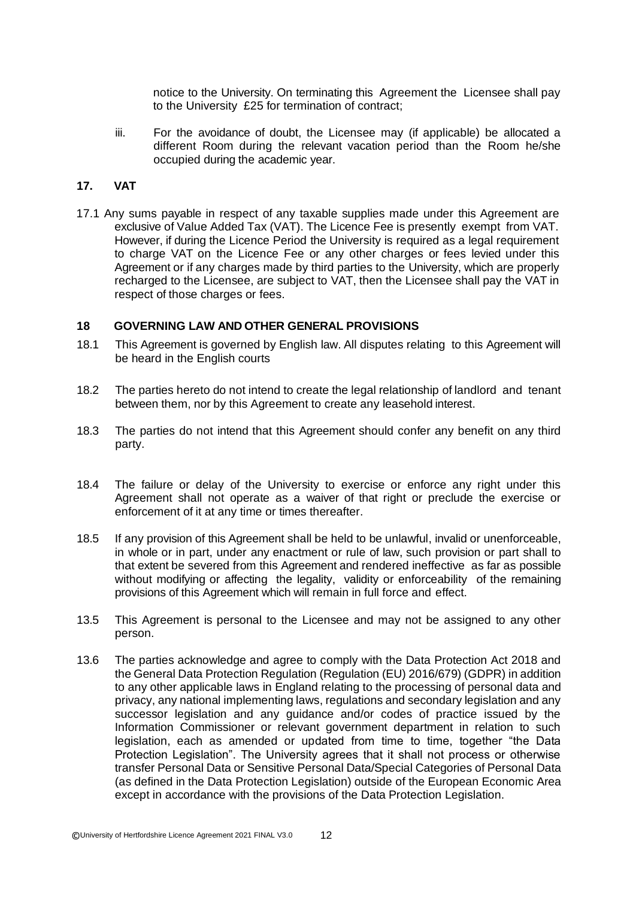notice to the University. On terminating this Agreement the Licensee shall pay to the University £25 for termination of contract;

iii. For the avoidance of doubt, the Licensee may (if applicable) be allocated a different Room during the relevant vacation period than the Room he/she occupied during the academic year.

## 17. VAT

17.1 Any sums payable in respect of any taxable supplies made under this Agreement are exclusive of Value Added Tax (VAT). The Licence Fee is presently exempt from VAT. However, if during the Licence Period the University is required as a legal requirement to charge VAT on the Licence Fee or any other charges or fees levied under this Agreement or if any charges made by third parties to the University, which are properly recharged to the Licensee, are subject to VAT, then the Licensee shall pay the VAT in respect of those charges or fees.

## 18 GOVERNING LAW AND OTHER GENERAL PROVISIONS

18.1 This Agreement is governed by English law. All disputes relating to this Agreement will be heard in the English courts

18.2 The parties hereto do not intend to create the legal relationship of landlord and tenant between them, nor by this Agreement to create any leasehold interest.

18.3 The parties do not intend that this Agreement should confer any benefit on any third party.

18.4 The failure or delay of the University to exercise or enforce any right under this Agreement shall not operate as a waiver of that right or preclude the exercise or enforcement of it at any time or times thereafter.

18.5 If any provision of this Agreement shall be held to be unlawful, invalid or unenforceable, in whole or in part, under any enactment or rule of law, such provision or part shall to that extent be severed from this Agreement and rendered ineffective as far as possible without modifying or affecting the legality, validity or enforceability of the remaining provisions of this Agreement which will remain in full force and effect.

13.5 This Agreement is personal to the Licensee and may not be assigned to any other person.

13.6 The parties acknowledge and agree to comply with the Data Protection Act 2018 and the General Data Protection Regulation (Regulation (EU) 2016/679) (GDPR) in addition to any other applicable laws in England relating to the processing of personal data and privacy, any national implementing laws, regulations and secondary legislation and any successor legislation and any guidance and/or codes of practice issued by the Information Commissioner or relevant government department in relation to such legislation, each as amended or updated from time to time, together "the Data Protection Legislation". The University agrees that it shall not process or otherwise transfer Personal Data or Sensitive Personal Data/Special Categories of Personal Data (as defined in the Data Protection Legislation) outside of the European Economic Area except in accordance with the provisions of the Data Protection Legislation.